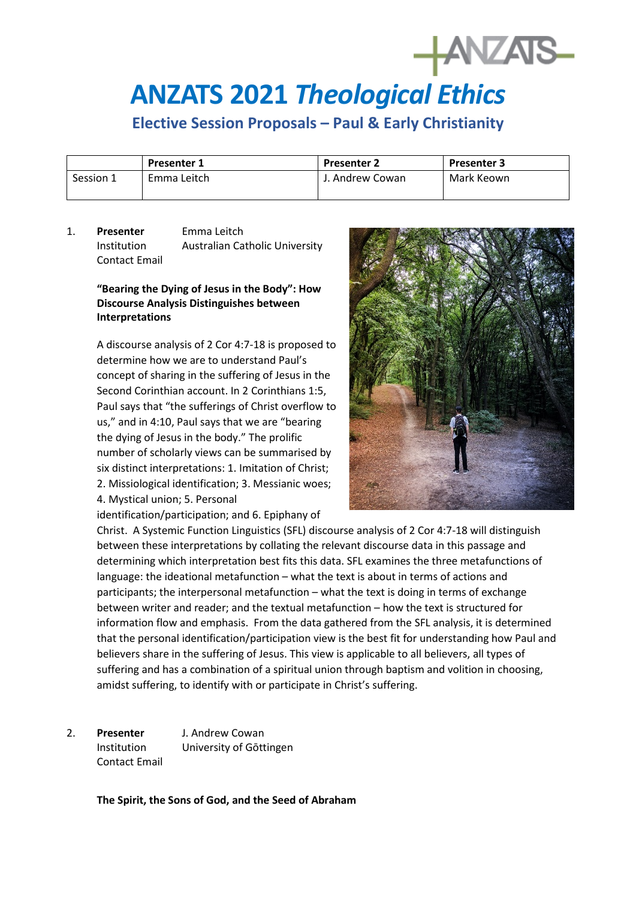# ANZATS 2021 *Theological Ethics*

## Elective Session Proposals – Paul & Early Christianity

| | Presenter 1 | Presenter 2 | Presenter 3 |
|---|---|---|---|
| Session 1 | Emma Leitch | J. Andrew Cowan | Mark Keown |

1. **Presenter** Emma Leitch
   Institution Australian Catholic University
   Contact Email

   **"Bearing the Dying of Jesus in the Body": How Discourse Analysis Distinguishes between Interpretations**

   A discourse analysis of 2 Cor 4:7-18 is proposed to determine how we are to understand Paul's concept of sharing in the suffering of Jesus in the Second Corinthian account. In 2 Corinthians 1:5, Paul says that "the sufferings of Christ overflow to us," and in 4:10, Paul says that we are "bearing the dying of Jesus in the body." The prolific number of scholarly views can be summarised by six distinct interpretations: 1. Imitation of Christ; 2. Missiological identification; 3. Messianic woes; 4. Mystical union; 5. Personal identification/participation; and 6. Epiphany of Christ. A Systemic Function Linguistics (SFL) discourse analysis of 2 Cor 4:7-18 will distinguish between these interpretations by collating the relevant discourse data in this passage and determining which interpretation best fits this data. SFL examines the three metafunctions of language: the ideational metafunction – what the text is about in terms of actions and participants; the interpersonal metafunction – what the text is doing in terms of exchange between writer and reader; and the textual metafunction – how the text is structured for information flow and emphasis. From the data gathered from the SFL analysis, it is determined that the personal identification/participation view is the best fit for understanding how Paul and believers share in the suffering of Jesus. This view is applicable to all believers, all types of suffering and has a combination of a spiritual union through baptism and volition in choosing, amidst suffering, to identify with or participate in Christ's suffering.

2. **Presenter** J. Andrew Cowan
   Institution University of Gōttingen
   Contact Email

   **The Spirit, the Sons of God, and the Seed of Abraham**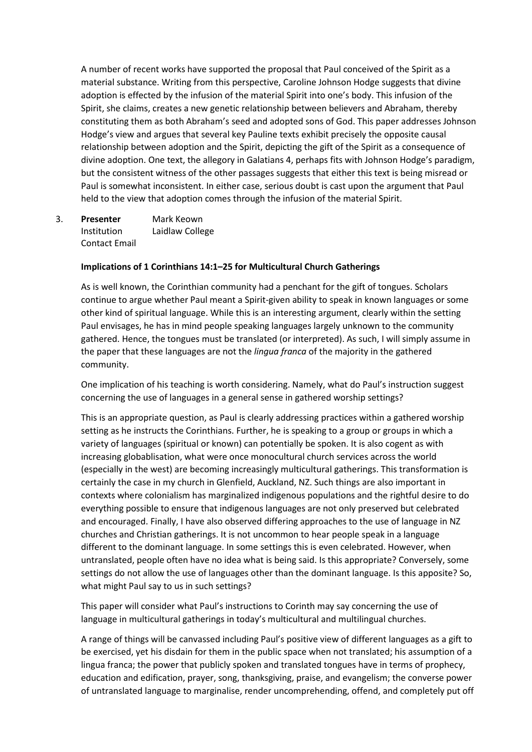A number of recent works have supported the proposal that Paul conceived of the Spirit as a material substance. Writing from this perspective, Caroline Johnson Hodge suggests that divine adoption is effected by the infusion of the material Spirit into one's body. This infusion of the Spirit, she claims, creates a new genetic relationship between believers and Abraham, thereby constituting them as both Abraham's seed and adopted sons of God. This paper addresses Johnson Hodge's view and argues that several key Pauline texts exhibit precisely the opposite causal relationship between adoption and the Spirit, depicting the gift of the Spirit as a consequence of divine adoption. One text, the allegory in Galatians 4, perhaps fits with Johnson Hodge's paradigm, but the consistent witness of the other passages suggests that either this text is being misread or Paul is somewhat inconsistent. In either case, serious doubt is cast upon the argument that Paul held to the view that adoption comes through the infusion of the material Spirit.

3. **Presenter** Mark Keown
   Institution Laidlaw College
   Contact Email

   **Implications of 1 Corinthians 14:1–25 for Multicultural Church Gatherings**

   As is well known, the Corinthian community had a penchant for the gift of tongues. Scholars continue to argue whether Paul meant a Spirit-given ability to speak in known languages or some other kind of spiritual language. While this is an interesting argument, clearly within the setting Paul envisages, he has in mind people speaking languages largely unknown to the community gathered. Hence, the tongues must be translated (or interpreted). As such, I will simply assume in the paper that these languages are not the *lingua franca* of the majority in the gathered community.

   One implication of his teaching is worth considering. Namely, what do Paul's instruction suggest concerning the use of languages in a general sense in gathered worship settings?

   This is an appropriate question, as Paul is clearly addressing practices within a gathered worship setting as he instructs the Corinthians. Further, he is speaking to a group or groups in which a variety of languages (spiritual or known) can potentially be spoken. It is also cogent as with increasing globablisation, what were once monocultural church services across the world (especially in the west) are becoming increasingly multicultural gatherings. This transformation is certainly the case in my church in Glenfield, Auckland, NZ. Such things are also important in contexts where colonialism has marginalized indigenous populations and the rightful desire to do everything possible to ensure that indigenous languages are not only preserved but celebrated and encouraged. Finally, I have also observed differing approaches to the use of language in NZ churches and Christian gatherings. It is not uncommon to hear people speak in a language different to the dominant language. In some settings this is even celebrated. However, when untranslated, people often have no idea what is being said. Is this appropriate? Conversely, some settings do not allow the use of languages other than the dominant language. Is this apposite? So, what might Paul say to us in such settings?

   This paper will consider what Paul's instructions to Corinth may say concerning the use of language in multicultural gatherings in today's multicultural and multilingual churches.

   A range of things will be canvassed including Paul's positive view of different languages as a gift to be exercised, yet his disdain for them in the public space when not translated; his assumption of a lingua franca; the power that publicly spoken and translated tongues have in terms of prophecy, education and edification, prayer, song, thanksgiving, praise, and evangelism; the converse power of untranslated language to marginalise, render uncomprehending, offend, and completely put off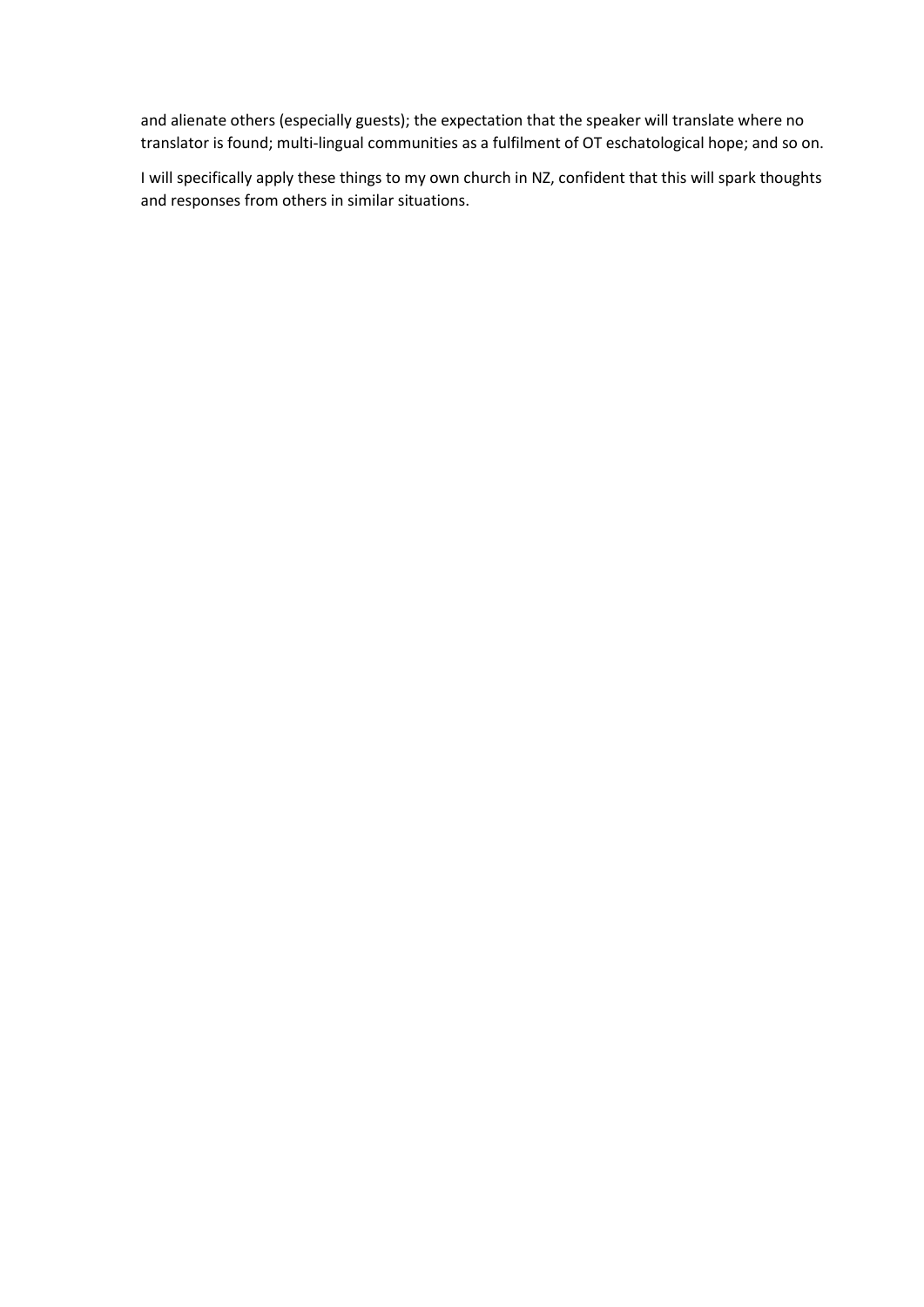and alienate others (especially guests); the expectation that the speaker will translate where no translator is found; multi-lingual communities as a fulfilment of OT eschatological hope; and so on.

I will specifically apply these things to my own church in NZ, confident that this will spark thoughts and responses from others in similar situations.